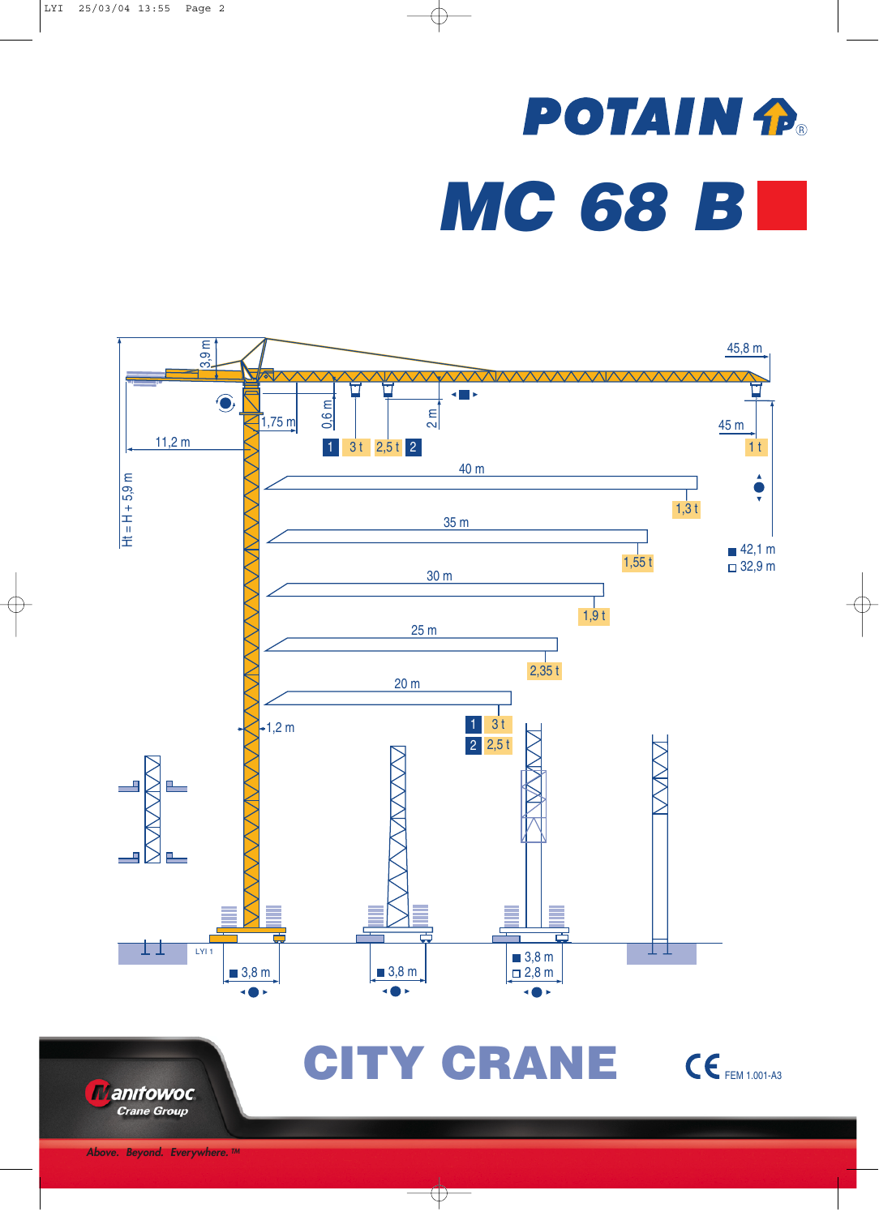# POTAIN

# MC 68 B

45,8 m

3,9 m

1,75 m

0,6 m

2 m

11,2 m

45 m

| 1 | 3 t | 2,5 t | 2 |
|---|---|---|---|

1 t

Ht = H + 5,9 m

| Radius | Load |
|---|---|
| 40 m | 1,3 t |
| 35 m | 1,55 t |
| 30 m | 1,9 t |
| 25 m | 2,35 t |
| 20 m | |

42,1 m
32,9 m

1,2 m

| 1 | 3 t |
|---|---|
| 2 | 2,5 t |

LYI 1

3,8 m

3,8 m

3,8 m
2,8 m

## CITY CRANE

CE FEM 1.001-A3

Manitowoc Crane Group

*Above. Beyond. Everywhere.™*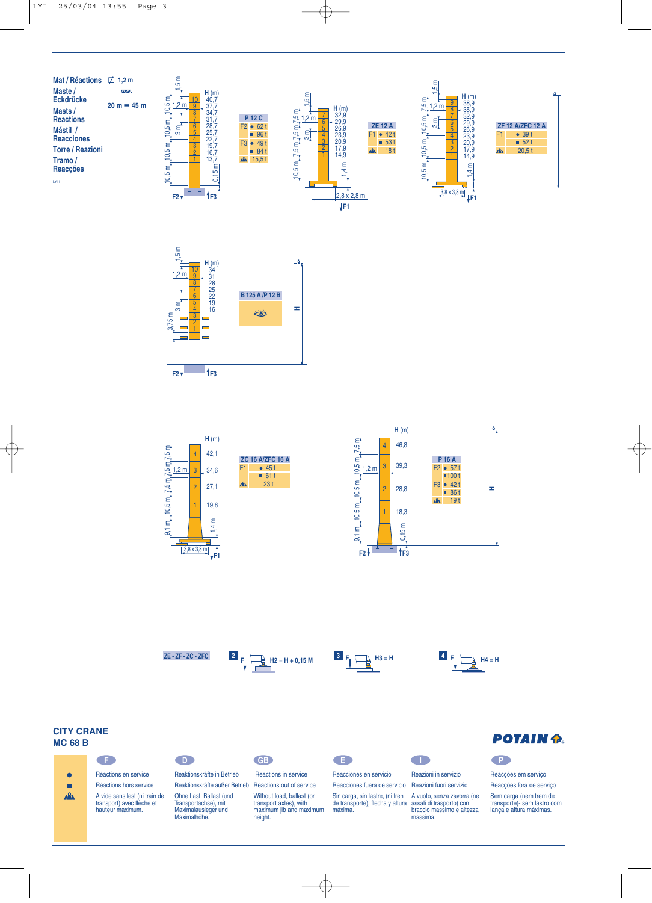**Mat / Réactions**
**Maste / Eckdrücke**
**Masts / Reactions**
**Mástil / Reacciones**
**Torre / Reazioni**
**Tramo / Reacções**

1,2 m

20 m ➡ 45 m

| P 12 C | | |
|---|---|---|
| F2 | ● | 62 t |
| | ■ | 96 t |
| F3 | ● | 49 t |
| | ■ | 84 t |
| ⛰ | | 15,5 t |

H (m): 40,7 – 37,7 – 34,7 – 31,7 – 28,7 – 25,7 – 22,7 – 19,7 – 16,7 – 13,7

| ZE 12 A | | |
|---|---|---|
| F1 | ● | 42 t |
| | ■ | 53 t |
| ⛰ | | 18 t |

H (m): 32,9 – 29,9 – 26,9 – 23,9 – 20,9 – 17,9 – 14,9 — 2,8 x 2,8 m

| ZF 12 A/ZFC 12 A | | |
|---|---|---|
| F1 | ● | 39 t |
| | ■ | 52 t |
| ⛰ | | 20,5 t |

H (m): 38,9 – 35,9 – 32,9 – 29,9 – 26,9 – 23,9 – 20,9 – 17,9 – 14,9 — 3,8 x 3,8 m

**B 125 A /P 12 B**

H (m): 34 – 31 – 28 – 25 – 22 – 19 – 16

| ZC 16 A/ZFC 16 A | | |
|---|---|---|
| F1 | ● | 45 t |
| | ■ | 61 t |
| ⛰ | | 23 t |

H (m): 42,1 – 34,6 – 27,1 – 19,6 — 3,8 x 3,8 m

| P 16 A | | |
|---|---|---|
| F2 | ● | 57 t |
| | ■ | 100 t |
| F3 | ● | 42 t |
| | ■ | 86 t |
| ⛰ | | 19 t |

H (m): 46,8 – 39,3 – 28,8 – 18,3

**ZE - ZF - ZC - ZFC**

2: H2 = H + 0,15 M
3: H3 = H
4: H4 = H

## CITY CRANE
## MC 68 B

POTAIN

| | F | D | GB | E | I | P |
|---|---|---|---|---|---|---|
| ● | Réactions en service | Reaktionskräfte in Betrieb | Reactions in service | Reacciones en servicio | Reazioni in servizio | Reacções em serviço |
| ■ | Réactions hors service | Reaktionskräfte außer Betrieb | Reactions out of service | Reacciones fuera de servicio | Reazioni fuori servizio | Reacções fora de serviço |
| ⛰ | A vide sans lest (ni train de transport) avec flèche et hauteur maximum. | Ohne Last, Ballast (und Transportachse), mit Maximalausleger und Maximalhöhe. | Without load, ballast (or transport axles), with maximum jib and maximum height. | Sin carga, sin lastre, (ni tren de transporte), flecha y altura máxima. | A vuoto, senza zavorra (ne assali di trasporto) con braccio massimo e altezza massima. | Sem carga (nem trem de transporte)- sem lastro com lança e altura máximas. |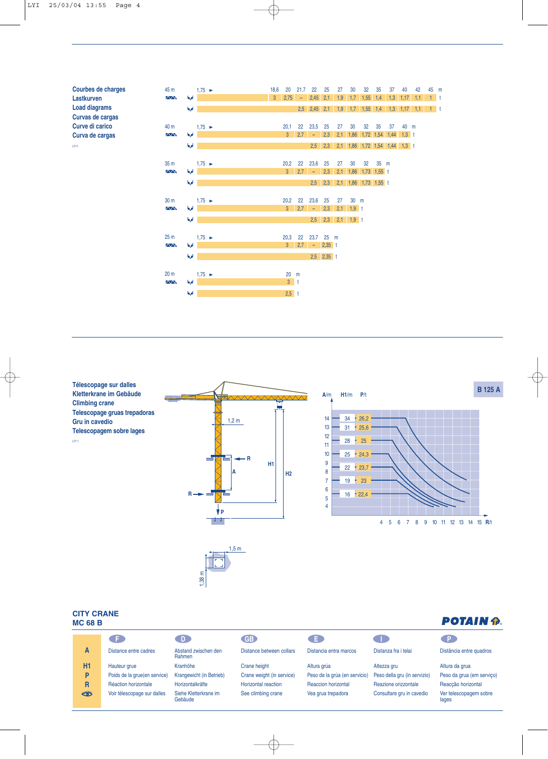## Courbes de charges
## Lastkurven
## Load diagrams
## Curvas de cargas
## Curve di carico
## Curva de cargas

LYI1

**45 m**

| | 1,75 ► | 18,6 | 20 | 21,7 | 22 | 25 | 27 | 30 | 32 | 35 | 37 | 40 | 42 | 45 | m |
|---|---|---|---|---|---|---|---|---|---|---|---|---|---|---|---|
| (2 falls) | | 3 | 2,75 | – | 2,45 | 2,1 | 1,9 | 1,7 | 1,55 | 1,4 | 1,3 | 1,17 | 1,1 | 1 | t |
| (1 fall) | | | | | 2,5 | 2,45 | 2,1 | 1,9 | 1,7 | 1,55 | 1,4 | 1,3 | 1,17 | 1,1 | 1 | t |

**40 m**

| | 1,75 ► | 20,1 | 22 | 23,5 | 25 | 27 | 30 | 32 | 35 | 37 | 40 | m |
|---|---|---|---|---|---|---|---|---|---|---|---|---|
| (2 falls) | | 3 | 2,7 | – | 2,3 | 2,1 | 1,86 | 1,72 | 1,54 | 1,44 | 1,3 | t |
| (1 fall) | | | | 2,5 | 2,3 | 2,1 | 1,86 | 1,72 | 1,54 | 1,44 | 1,3 | t |

**35 m**

| | 1,75 ► | 20,2 | 22 | 23,6 | 25 | 27 | 30 | 32 | 35 | m |
|---|---|---|---|---|---|---|---|---|---|---|
| (2 falls) | | 3 | 2,7 | – | 2,3 | 2,1 | 1,86 | 1,73 | 1,55 | t |
| (1 fall) | | | | 2,5 | 2,3 | 2,1 | 1,86 | 1,73 | 1,55 | t |

**30 m**

| | 1,75 ► | 20,2 | 22 | 23,6 | 25 | 27 | 30 | m |
|---|---|---|---|---|---|---|---|---|
| (2 falls) | | 3 | 2,7 | – | 2,3 | 2,1 | 1,9 | t |
| (1 fall) | | | | 2,5 | 2,3 | 2,1 | 1,9 | t |

**25 m**

| | 1,75 ► | 20,3 | 22 | 23,7 | 25 | m |
|---|---|---|---|---|---|---|
| (2 falls) | | 3 | 2,7 | – | 2,35 | t |
| (1 fall) | | | | 2,5 | 2,35 | t |

**20 m**

| | 1,75 ► | 20 | m |
|---|---|---|---|
| (2 falls) | | 3 | t |
| (1 fall) | | 2,5 | t |

## Télescopage sur dalles
## Kletterkrane im Gebäude
## Climbing crane
## Telescopage gruas trepadoras
## Gru in cavedio
## Telescopagem sobre lages

LYI1

1,2 m — R — A — H1 — H2 — R — P

1,5 m — 1,38 m

**B 125 A**

| A/m | H1/m | P/t |
|---|---|---|
| 14 | 34 | 26,2 |
| 13 | 31 | 25,6 |
| 11 | 28 | 25 |
| 10 | 25 | 24,3 |
| 8 | 22 | 23,7 |
| 7 | 19 | 23 |
| 5 | 16 | 22,4 |

R/t: 4 5 6 7 8 9 10 11 12 13 14 15

**CITY CRANE**
**MC 68 B**

POTAIN

| | F | D | GB | E | I | P |
|---|---|---|---|---|---|---|
| **A** | Distance entre cadres | Abstand zwischen den Rahmen | Distance between collars | Distancia entra marcos | Distanza fra i telai | Distância entre quadros |
| **H1** | Hauteur grue | Kranhöhe | Crane height | Altura grúa | Altezza gru | Altura da grua |
| **P** | Poids de la grue(en service) | Krangewicht (in Betrieb) | Crane weight (in service) | Peso de la grúa (en servicio) | Peso della gru (in servizio) | Peso da grua (em serviço) |
| **R** | Réaction horizontale | Horizontalkräfte | Horizontal reaction | Reaccion horizontal | Reazione orizzontale | Reacção horizontal |
| (eye) | Voir télescopage sur dalles | Siehe Kletterkrane im Gebäude | See climbing crane | Vea grua trepadora | Consultare gru in cavedio | Ver telescopagem sobre lages |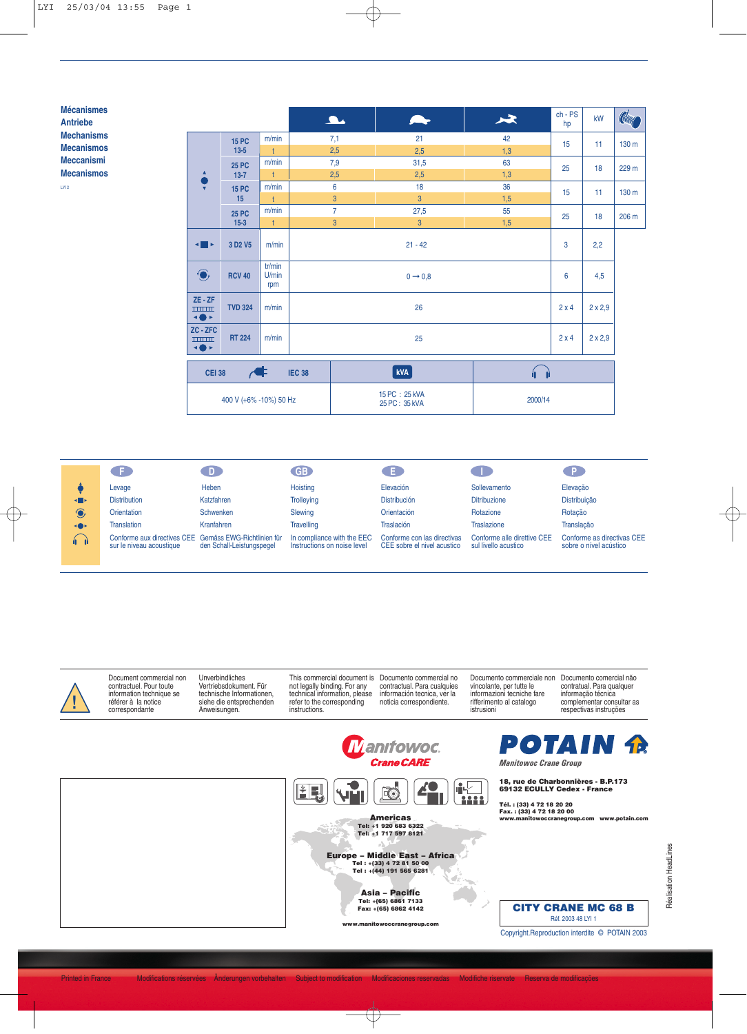**Mécanismes**
**Antriebe**
**Mechanisms**
**Mecanismos**
**Meccanismi**
**Mecanismos**

LYI2

| | | | (slow) | (medium) | (fast) | ch - PS hp | kW | (cable) |
|---|---|---|---|---|---|---|---|---|
| Hoisting | 15 PC 13-5 | m/min | 7,1 | 21 | 42 | 15 | 11 | 130 m |
| | | t | 2,5 | 2,5 | 1,3 | | | |
| | 25 PC 13-7 | m/min | 7,9 | 31,5 | 63 | 25 | 18 | 229 m |
| | | t | 2,5 | 2,5 | 1,3 | | | |
| | 15 PC 15 | m/min | 6 | 18 | 36 | 15 | 11 | 130 m |
| | | t | 3 | 3 | 1,5 | | | |
| | 25 PC 15-3 | m/min | 7 | 27,5 | 55 | 25 | 18 | 206 m |
| | | t | 3 | 3 | 1,5 | | | |
| Trolleying | 3 D2 V5 | m/min | 21 - 42 | | | 3 | 2,2 | |
| Slewing | RCV 40 | tr/min U/min rpm | 0 → 0,8 | | | 6 | 4,5 | |
| ZE - ZF | TVD 324 | m/min | 26 | | | 2 x 4 | 2 x 2,9 | |
| ZC - ZFC | RT 224 | m/min | 25 | | | 2 x 4 | 2 x 2,9 | |

| CEI 38 — IEC 38 | kVA | (acoustic) |
|---|---|---|
| 400 V (+6% -10%) 50 Hz | 15 PC : 25 kVA<br>25 PC : 35 kVA | 2000/14 |

| | F | D | GB | E | I | P |
|---|---|---|---|---|---|---|
| | Levage | Heben | Hoisting | Elevación | Sollevamento | Elevação |
| | Distribution | Katzfahren | Trolleying | Distribución | Ditribuzione | Distribuição |
| | Orientation | Schwenken | Slewing | Orientación | Rotazione | Rotação |
| | Translation | Kranfahren | Travelling | Traslación | Traslazione | Translação |
| | Conforme aux directives CEE sur le niveau acoustique | Gemäss EWG-Richtlinien für den Schall-Leistungspegel | In compliance with the EEC Instructions on noise level | Conforme con las directivas CEE sobre el nivel acustico | Conforme alle direttive CEE sul livello acustico | Conforme as directivas CEE sobre o nível acústico |

Document commercial non contractuel. Pour toute information technique se référer à la notice correspondante

Unverbindliches Vertriebsdokument. Für technische Informationen, siehe die entsprechenden Anweisungen.

This commercial document is not legally binding. For any technical information, please refer to the corresponding instructions.

Documento commercial no contractual. Para cualquies información tecnica, ver la noticia correspondiente.

Documento commerciale non vincolante, per tutte le informazioni tecniche fare rifferimento al catalogo istrusioni

Documento comercial não contractual. Para qualquer informação técnica complementar consultar as respectivas instruções

Manitowoc Crane CARE

**Americas**
Tel: +1 920 683 6322
Tel: +1 717 597 8121

**Europe – Middle East – Africa**
Tel : +(33) 4 72 81 50 00
Tel : +(44) 191 565 6281

**Asia – Pacific**
Tel: +(65) 6861 7133
Fax: +(65) 6862 4142

www.manitowoccranegroup.com

**POTAIN**
*Manitowoc Crane Group*

18, rue de Charbonnières - B.P.173
69132 ECULLY Cedex - France

Tél. : (33) 4 72 18 20 20
Fax. : (33) 4 72 18 20 00
www.manitowoccranegroup.com www.potain.com

**CITY CRANE MC 68 B**
Réf. 2003 48 LYI 1

Copyright.Reproduction interdite © POTAIN 2003

Réalisation HeadLines

Printed in France — Modifications réservées — Änderungen vorbehalten — Subject to modification — Modificaciones reservadas — Modifiche riservate — Reserva de modificações